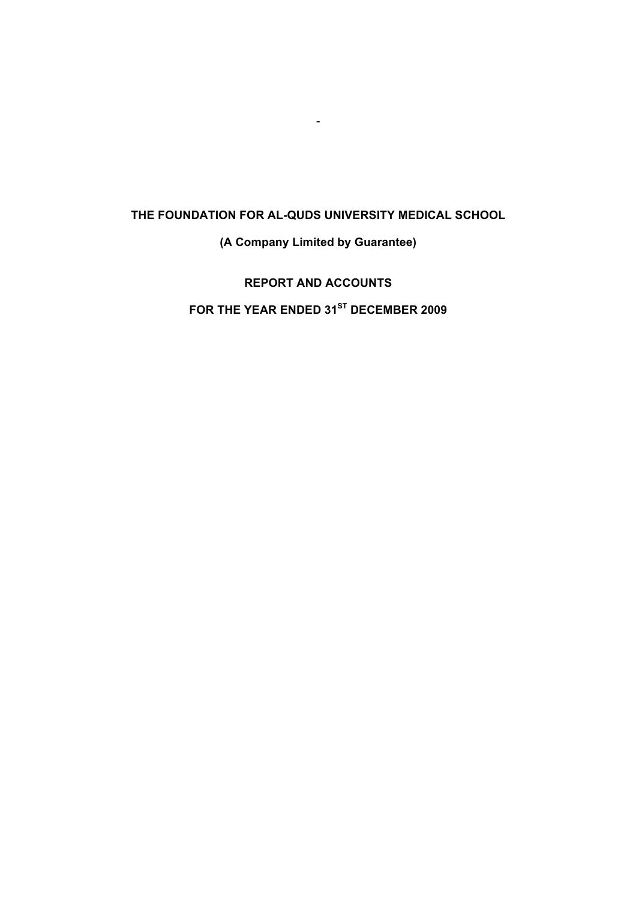-

# THE FOUNDATION FOR AL-QUDS UNIVERSITY MEDICAL SCHOOL

**(A Company Limited by Guarantee)**

**REPORT AND ACCOUNTS**

**FOR THE YEAR ENDED 31ST DECEMBER 2009**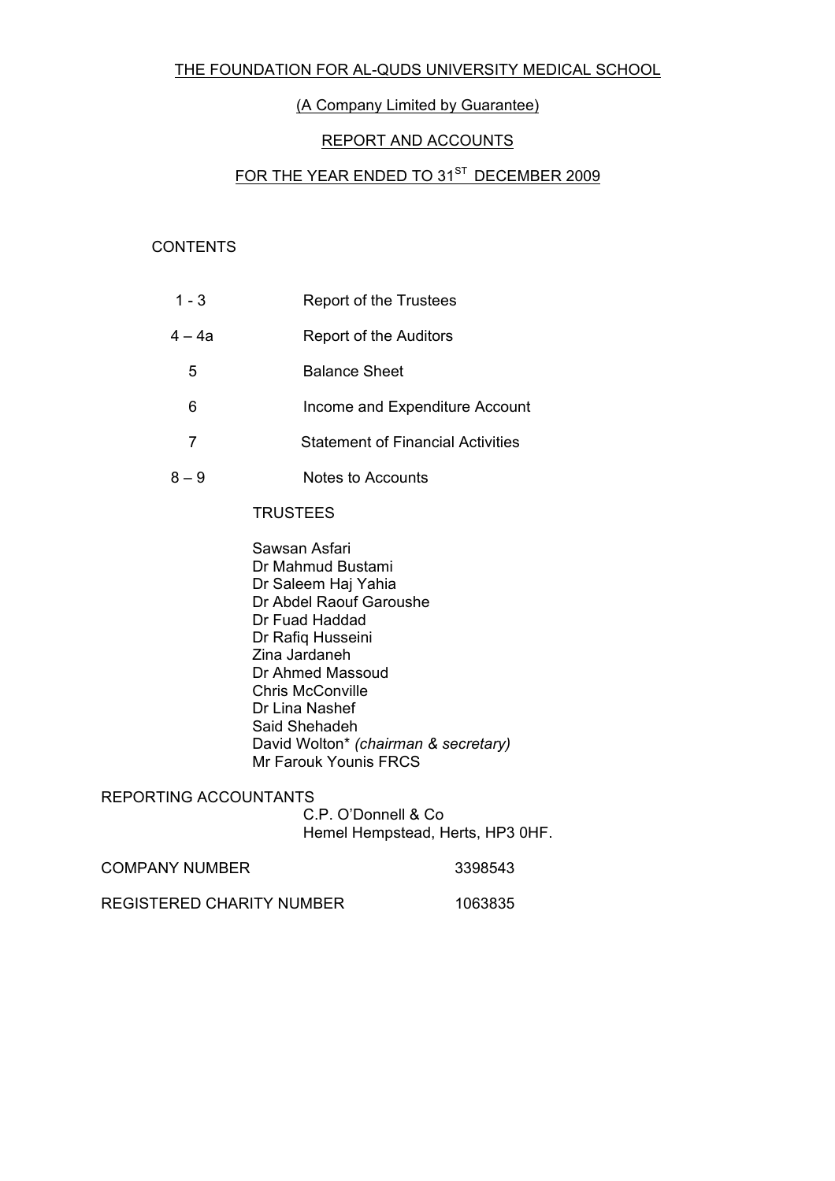# THE FOUNDATION FOR AL-QUDS UNIVERSITY MEDICAL SCHOOL

(A Company Limited by Guarantee)

REPORT AND ACCOUNTS

FOR THE YEAR ENDED TO 31ST DECEMBER 2009

CONTENTS

| | |
|---|---|
| 1 - 3 | Report of the Trustees |
| 4 – 4a | Report of the Auditors |
| 5 | Balance Sheet |
| 6 | Income and Expenditure Account |
| 7 | Statement of Financial Activities |
| 8 – 9 | Notes to Accounts |

TRUSTEES

Sawsan Asfari
Dr Mahmud Bustami
Dr Saleem Haj Yahia
Dr Abdel Raouf Garoushe
Dr Fuad Haddad
Dr Rafiq Husseini
Zina Jardaneh
Dr Ahmed Massoud
Chris McConville
Dr Lina Nashef
Said Shehadeh
David Wolton* *(chairman & secretary)*
Mr Farouk Younis FRCS

REPORTING ACCOUNTANTS
C.P. O'Donnell & Co
Hemel Hempstead, Herts, HP3 0HF.

COMPANY NUMBER 3398543

REGISTERED CHARITY NUMBER 1063835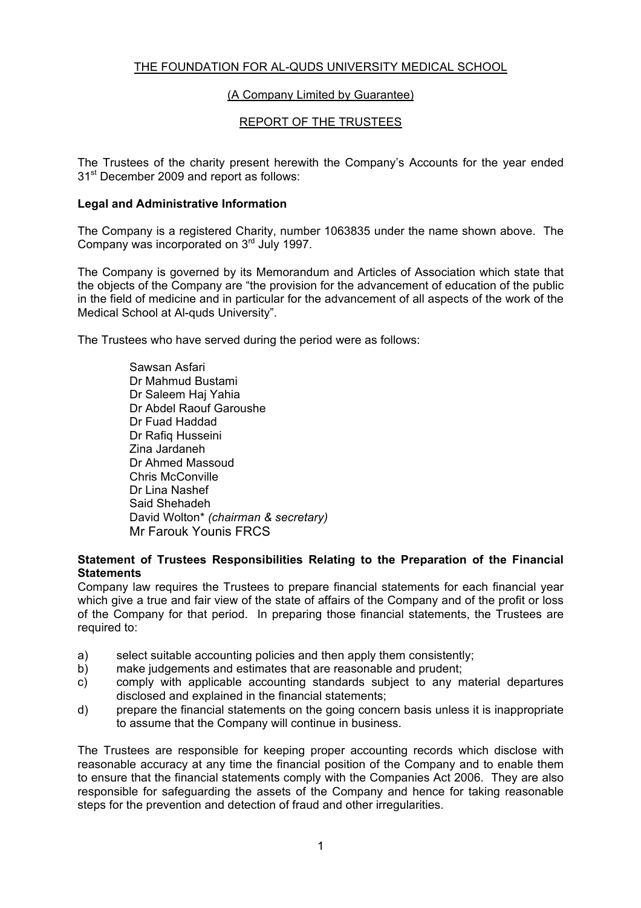THE FOUNDATION FOR AL-QUDS UNIVERSITY MEDICAL SCHOOL

(A Company Limited by Guarantee)

REPORT OF THE TRUSTEES

The Trustees of the charity present herewith the Company's Accounts for the year ended 31st December 2009 and report as follows:

**Legal and Administrative Information**

The Company is a registered Charity, number 1063835 under the name shown above. The Company was incorporated on 3rd July 1997.

The Company is governed by its Memorandum and Articles of Association which state that the objects of the Company are "the provision for the advancement of education of the public in the field of medicine and in particular for the advancement of all aspects of the work of the Medical School at Al-quds University".

The Trustees who have served during the period were as follows:

Sawsan Asfari
Dr Mahmud Bustami
Dr Saleem Haj Yahia
Dr Abdel Raouf Garoushe
Dr Fuad Haddad
Dr Rafiq Husseini
Zina Jardaneh
Dr Ahmed Massoud
Chris McConville
Dr Lina Nashef
Said Shehadeh
David Wolton* *(chairman & secretary)*
Mr Farouk Younis FRCS

**Statement of Trustees Responsibilities Relating to the Preparation of the Financial Statements**

Company law requires the Trustees to prepare financial statements for each financial year which give a true and fair view of the state of affairs of the Company and of the profit or loss of the Company for that period. In preparing those financial statements, the Trustees are required to:

a) select suitable accounting policies and then apply them consistently;
b) make judgements and estimates that are reasonable and prudent;
c) comply with applicable accounting standards subject to any material departures disclosed and explained in the financial statements;
d) prepare the financial statements on the going concern basis unless it is inappropriate to assume that the Company will continue in business.

The Trustees are responsible for keeping proper accounting records which disclose with reasonable accuracy at any time the financial position of the Company and to enable them to ensure that the financial statements comply with the Companies Act 2006. They are also responsible for safeguarding the assets of the Company and hence for taking reasonable steps for the prevention and detection of fraud and other irregularities.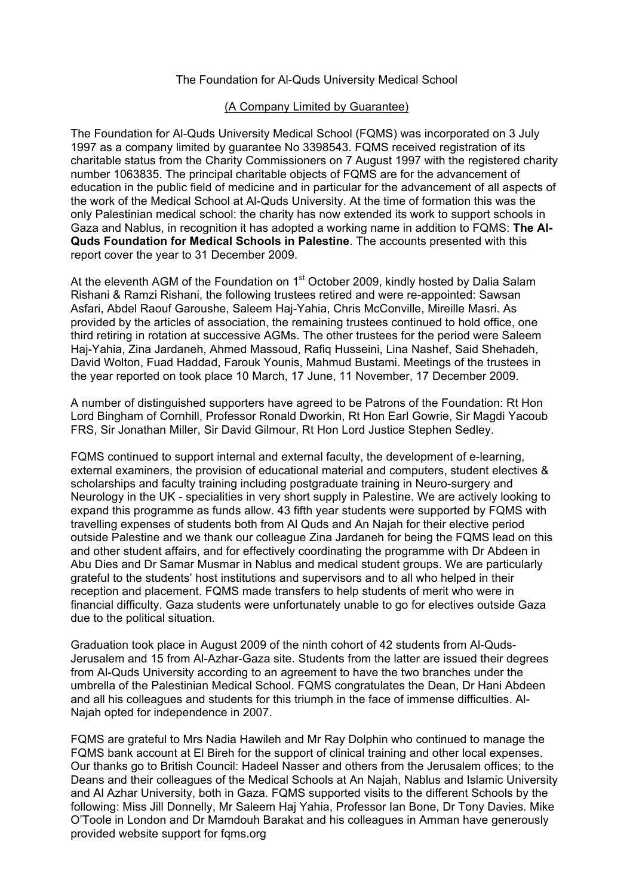The Foundation for Al-Quds University Medical School

(A Company Limited by Guarantee)

The Foundation for Al-Quds University Medical School (FQMS) was incorporated on 3 July 1997 as a company limited by guarantee No 3398543. FQMS received registration of its charitable status from the Charity Commissioners on 7 August 1997 with the registered charity number 1063835. The principal charitable objects of FQMS are for the advancement of education in the public field of medicine and in particular for the advancement of all aspects of the work of the Medical School at Al-Quds University. At the time of formation this was the only Palestinian medical school: the charity has now extended its work to support schools in Gaza and Nablus, in recognition it has adopted a working name in addition to FQMS: **The Al-Quds Foundation for Medical Schools in Palestine**. The accounts presented with this report cover the year to 31 December 2009.

At the eleventh AGM of the Foundation on 1st October 2009, kindly hosted by Dalia Salam Rishani & Ramzi Rishani, the following trustees retired and were re-appointed: Sawsan Asfari, Abdel Raouf Garoushe, Saleem Haj-Yahia, Chris McConville, Mireille Masri. As provided by the articles of association, the remaining trustees continued to hold office, one third retiring in rotation at successive AGMs. The other trustees for the period were Saleem Haj-Yahia, Zina Jardaneh, Ahmed Massoud, Rafiq Husseini, Lina Nashef, Said Shehadeh, David Wolton, Fuad Haddad, Farouk Younis, Mahmud Bustami. Meetings of the trustees in the year reported on took place 10 March, 17 June, 11 November, 17 December 2009.

A number of distinguished supporters have agreed to be Patrons of the Foundation: Rt Hon Lord Bingham of Cornhill, Professor Ronald Dworkin, Rt Hon Earl Gowrie, Sir Magdi Yacoub FRS, Sir Jonathan Miller, Sir David Gilmour, Rt Hon Lord Justice Stephen Sedley.

FQMS continued to support internal and external faculty, the development of e-learning, external examiners, the provision of educational material and computers, student electives & scholarships and faculty training including postgraduate training in Neuro-surgery and Neurology in the UK - specialities in very short supply in Palestine. We are actively looking to expand this programme as funds allow. 43 fifth year students were supported by FQMS with travelling expenses of students both from Al Quds and An Najah for their elective period outside Palestine and we thank our colleague Zina Jardaneh for being the FQMS lead on this and other student affairs, and for effectively coordinating the programme with Dr Abdeen in Abu Dies and Dr Samar Musmar in Nablus and medical student groups. We are particularly grateful to the students' host institutions and supervisors and to all who helped in their reception and placement. FQMS made transfers to help students of merit who were in financial difficulty. Gaza students were unfortunately unable to go for electives outside Gaza due to the political situation.

Graduation took place in August 2009 of the ninth cohort of 42 students from Al-Quds-Jerusalem and 15 from Al-Azhar-Gaza site. Students from the latter are issued their degrees from Al-Quds University according to an agreement to have the two branches under the umbrella of the Palestinian Medical School. FQMS congratulates the Dean, Dr Hani Abdeen and all his colleagues and students for this triumph in the face of immense difficulties. Al-Najah opted for independence in 2007.

FQMS are grateful to Mrs Nadia Hawileh and Mr Ray Dolphin who continued to manage the FQMS bank account at El Bireh for the support of clinical training and other local expenses. Our thanks go to British Council: Hadeel Nasser and others from the Jerusalem offices; to the Deans and their colleagues of the Medical Schools at An Najah, Nablus and Islamic University and Al Azhar University, both in Gaza. FQMS supported visits to the different Schools by the following: Miss Jill Donnelly, Mr Saleem Haj Yahia, Professor Ian Bone, Dr Tony Davies. Mike O'Toole in London and Dr Mamdouh Barakat and his colleagues in Amman have generously provided website support for fqms.org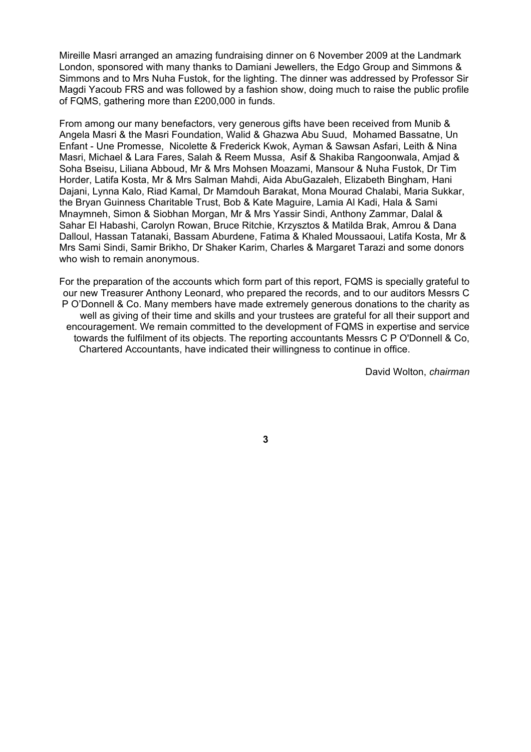Mireille Masri arranged an amazing fundraising dinner on 6 November 2009 at the Landmark London, sponsored with many thanks to Damiani Jewellers, the Edgo Group and Simmons & Simmons and to Mrs Nuha Fustok, for the lighting. The dinner was addressed by Professor Sir Magdi Yacoub FRS and was followed by a fashion show, doing much to raise the public profile of FQMS, gathering more than £200,000 in funds.

From among our many benefactors, very generous gifts have been received from Munib & Angela Masri & the Masri Foundation, Walid & Ghazwa Abu Suud, Mohamed Bassatne, Un Enfant - Une Promesse, Nicolette & Frederick Kwok, Ayman & Sawsan Asfari, Leith & Nina Masri, Michael & Lara Fares, Salah & Reem Mussa, Asif & Shakiba Rangoonwala, Amjad & Soha Bseisu, Liliana Abboud, Mr & Mrs Mohsen Moazami, Mansour & Nuha Fustok, Dr Tim Horder, Latifa Kosta, Mr & Mrs Salman Mahdi, Aida AbuGazaleh, Elizabeth Bingham, Hani Dajani, Lynna Kalo, Riad Kamal, Dr Mamdouh Barakat, Mona Mourad Chalabi, Maria Sukkar, the Bryan Guinness Charitable Trust, Bob & Kate Maguire, Lamia Al Kadi, Hala & Sami Mnaymneh, Simon & Siobhan Morgan, Mr & Mrs Yassir Sindi, Anthony Zammar, Dalal & Sahar El Habashi, Carolyn Rowan, Bruce Ritchie, Krzysztos & Matilda Brak, Amrou & Dana Dalloul, Hassan Tatanaki, Bassam Aburdene, Fatima & Khaled Moussaoui, Latifa Kosta, Mr & Mrs Sami Sindi, Samir Brikho, Dr Shaker Karim, Charles & Margaret Tarazi and some donors who wish to remain anonymous.

For the preparation of the accounts which form part of this report, FQMS is specially grateful to our new Treasurer Anthony Leonard, who prepared the records, and to our auditors Messrs C P O'Donnell & Co. Many members have made extremely generous donations to the charity as well as giving of their time and skills and your trustees are grateful for all their support and encouragement. We remain committed to the development of FQMS in expertise and service towards the fulfilment of its objects. The reporting accountants Messrs C P O'Donnell & Co, Chartered Accountants, have indicated their willingness to continue in office.

David Wolton, *chairman*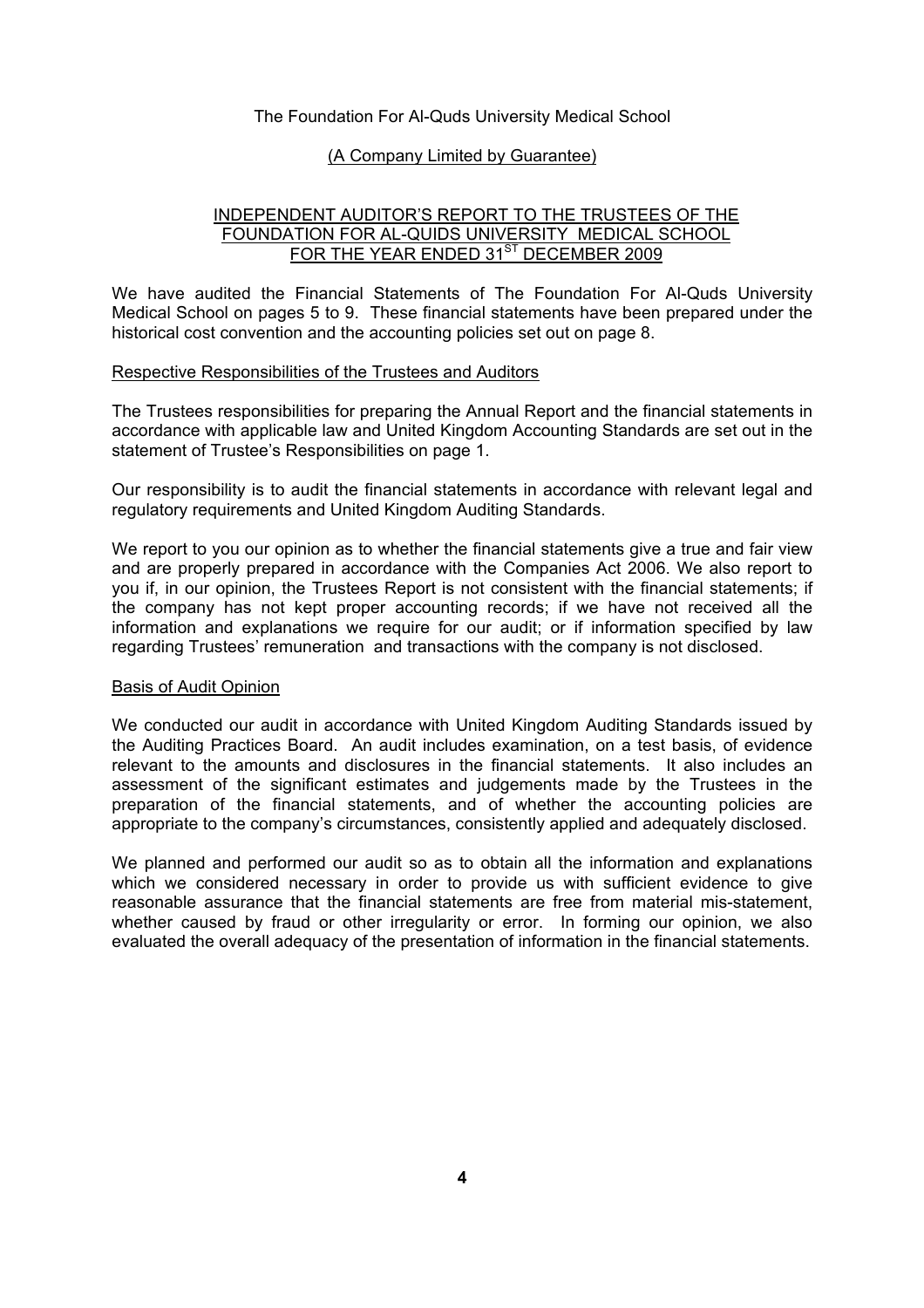The Foundation For Al-Quds University Medical School

(A Company Limited by Guarantee)

## INDEPENDENT AUDITOR'S REPORT TO THE TRUSTEES OF THE FOUNDATION FOR AL-QUIDS UNIVERSITY MEDICAL SCHOOL FOR THE YEAR ENDED 31ST DECEMBER 2009

We have audited the Financial Statements of The Foundation For Al-Quds University Medical School on pages 5 to 9. These financial statements have been prepared under the historical cost convention and the accounting policies set out on page 8.

### Respective Responsibilities of the Trustees and Auditors

The Trustees responsibilities for preparing the Annual Report and the financial statements in accordance with applicable law and United Kingdom Accounting Standards are set out in the statement of Trustee's Responsibilities on page 1.

Our responsibility is to audit the financial statements in accordance with relevant legal and regulatory requirements and United Kingdom Auditing Standards.

We report to you our opinion as to whether the financial statements give a true and fair view and are properly prepared in accordance with the Companies Act 2006. We also report to you if, in our opinion, the Trustees Report is not consistent with the financial statements; if the company has not kept proper accounting records; if we have not received all the information and explanations we require for our audit; or if information specified by law regarding Trustees' remuneration and transactions with the company is not disclosed.

### Basis of Audit Opinion

We conducted our audit in accordance with United Kingdom Auditing Standards issued by the Auditing Practices Board. An audit includes examination, on a test basis, of evidence relevant to the amounts and disclosures in the financial statements. It also includes an assessment of the significant estimates and judgements made by the Trustees in the preparation of the financial statements, and of whether the accounting policies are appropriate to the company's circumstances, consistently applied and adequately disclosed.

We planned and performed our audit so as to obtain all the information and explanations which we considered necessary in order to provide us with sufficient evidence to give reasonable assurance that the financial statements are free from material mis-statement, whether caused by fraud or other irregularity or error. In forming our opinion, we also evaluated the overall adequacy of the presentation of information in the financial statements.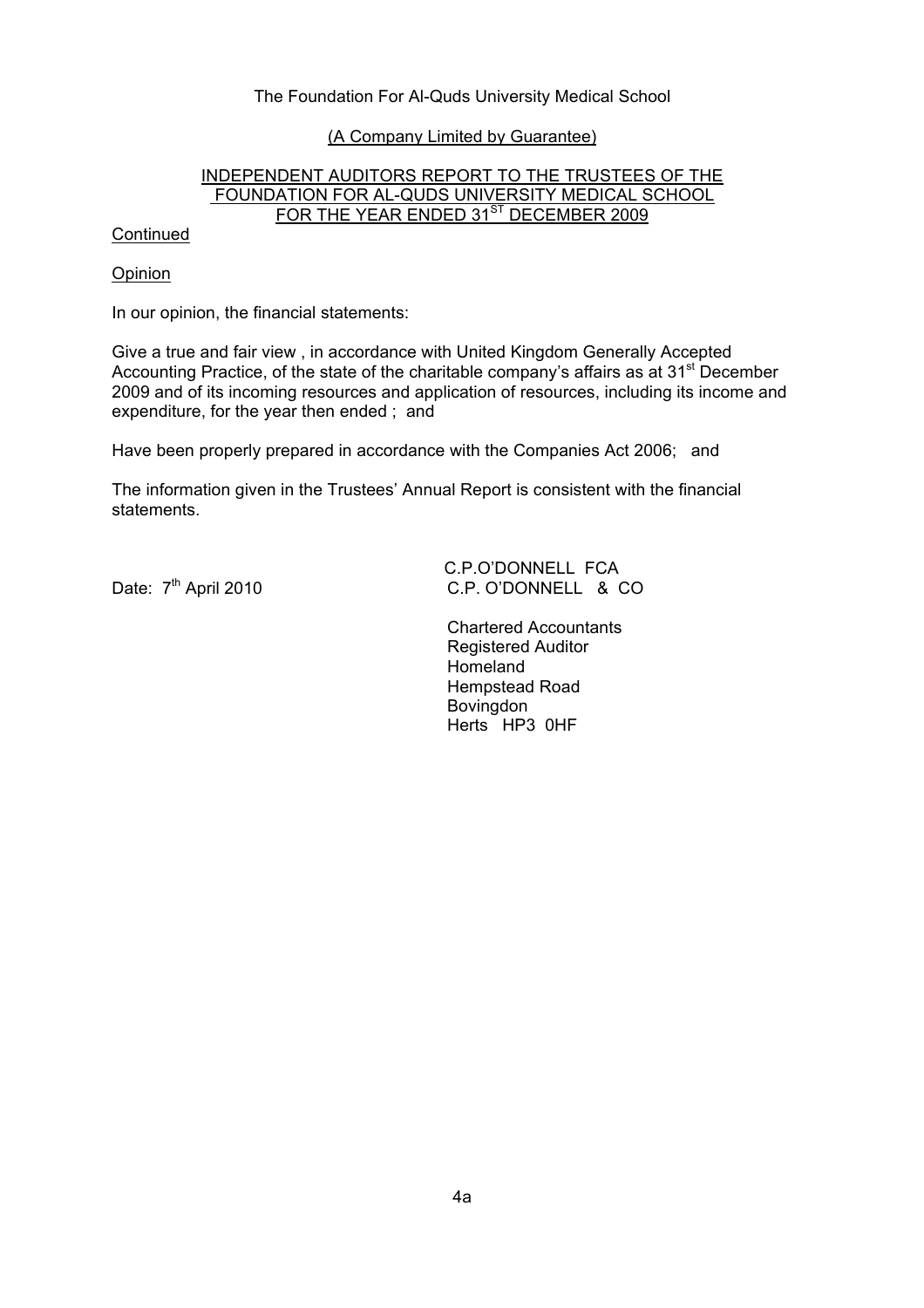The Foundation For Al-Quds University Medical School

(A Company Limited by Guarantee)

## INDEPENDENT AUDITORS REPORT TO THE TRUSTEES OF THE FOUNDATION FOR AL-QUDS UNIVERSITY MEDICAL SCHOOL FOR THE YEAR ENDED 31ST DECEMBER 2009

Continued

Opinion

In our opinion, the financial statements:

Give a true and fair view , in accordance with United Kingdom Generally Accepted Accounting Practice, of the state of the charitable company's affairs as at 31st December 2009 and of its incoming resources and application of resources, including its income and expenditure, for the year then ended ; and

Have been properly prepared in accordance with the Companies Act 2006; and

The information given in the Trustees' Annual Report is consistent with the financial statements.

Date: 7th April 2010

C.P.O'DONNELL FCA
C.P. O'DONNELL & CO

Chartered Accountants
Registered Auditor
Homeland
Hempstead Road
Bovingdon
Herts HP3 0HF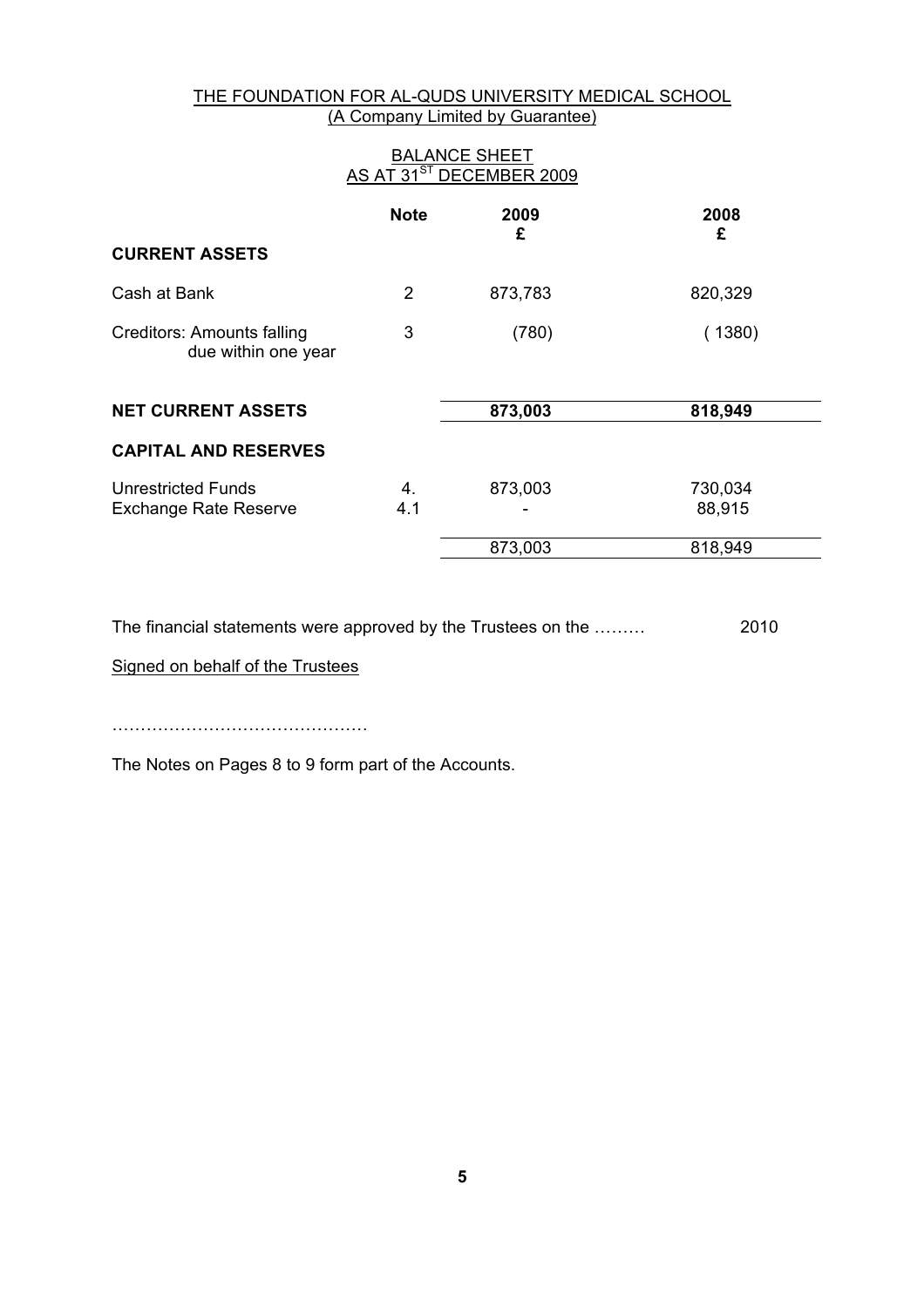THE FOUNDATION FOR AL-QUDS UNIVERSITY MEDICAL SCHOOL
(A Company Limited by Guarantee)

BALANCE SHEET
AS AT 31ST DECEMBER 2009

| | Note | 2009 £ | 2008 £ |
|---|---|---|---|
| **CURRENT ASSETS** | | | |
| Cash at Bank | 2 | 873,783 | 820,329 |
| Creditors: Amounts falling due within one year | 3 | (780) | ( 1380) |
| **NET CURRENT ASSETS** | | **873,003** | **818,949** |
| **CAPITAL AND RESERVES** | | | |
| Unrestricted Funds | 4. | 873,003 | 730,034 |
| Exchange Rate Reserve | 4.1 | - | 88,915 |
| | | 873,003 | 818,949 |

The financial statements were approved by the Trustees on the ……… 2010

Signed on behalf of the Trustees

………………………………………

The Notes on Pages 8 to 9 form part of the Accounts.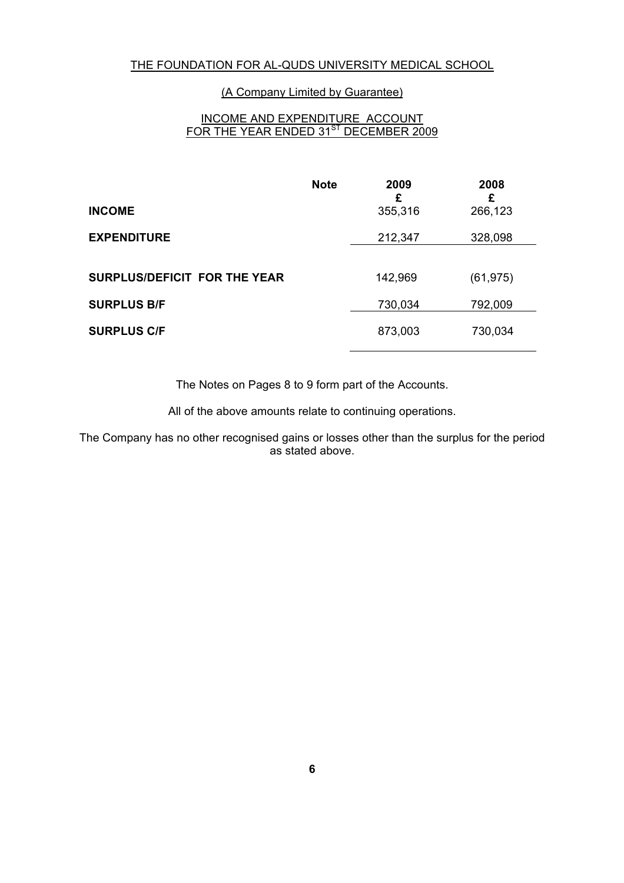THE FOUNDATION FOR AL-QUDS UNIVERSITY MEDICAL SCHOOL

(A Company Limited by Guarantee)

INCOME AND EXPENDITURE ACCOUNT
FOR THE YEAR ENDED 31ST DECEMBER 2009

| | Note | 2009 £ | 2008 £ |
|---|---|---|---|
| **INCOME** | | 355,316 | 266,123 |
| **EXPENDITURE** | | 212,347 | 328,098 |
| **SURPLUS/DEFICIT FOR THE YEAR** | | 142,969 | (61,975) |
| **SURPLUS B/F** | | 730,034 | 792,009 |
| **SURPLUS C/F** | | 873,003 | 730,034 |

The Notes on Pages 8 to 9 form part of the Accounts.

All of the above amounts relate to continuing operations.

The Company has no other recognised gains or losses other than the surplus for the period as stated above.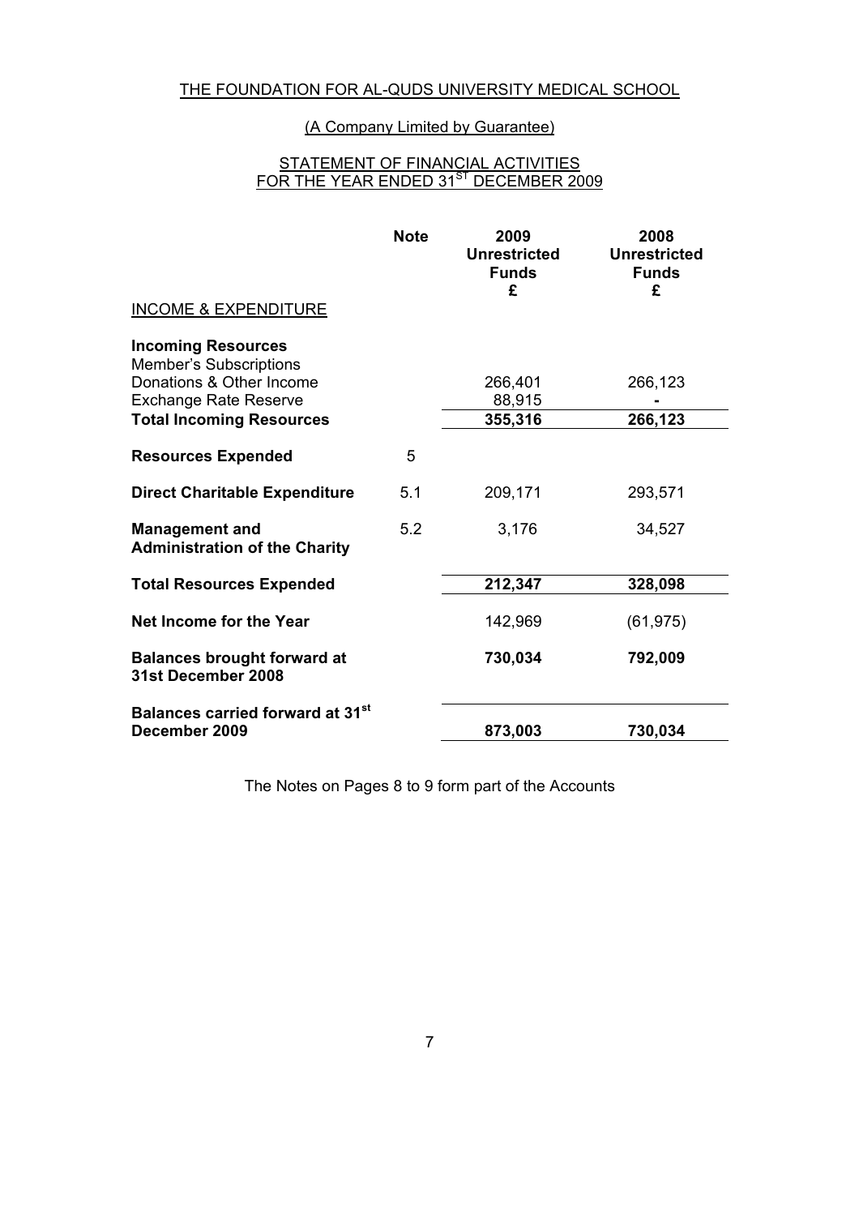# THE FOUNDATION FOR AL-QUDS UNIVERSITY MEDICAL SCHOOL

## (A Company Limited by Guarantee)

## STATEMENT OF FINANCIAL ACTIVITIES FOR THE YEAR ENDED 31ST DECEMBER 2009

| | Note | 2009 Unrestricted Funds £ | 2008 Unrestricted Funds £ |
|---|---|---|---|
| INCOME & EXPENDITURE | | | |
| **Incoming Resources** | | | |
| Member's Subscriptions | | | |
| Donations & Other Income | | 266,401 | 266,123 |
| Exchange Rate Reserve | | 88,915 | - |
| **Total Incoming Resources** | | **355,316** | **266,123** |
| **Resources Expended** | 5 | | |
| **Direct Charitable Expenditure** | 5.1 | 209,171 | 293,571 |
| **Management and Administration of the Charity** | 5.2 | 3,176 | 34,527 |
| **Total Resources Expended** | | **212,347** | **328,098** |
| **Net Income for the Year** | | 142,969 | (61,975) |
| **Balances brought forward at 31st December 2008** | | **730,034** | **792,009** |
| **Balances carried forward at 31st December 2009** | | **873,003** | **730,034** |

The Notes on Pages 8 to 9 form part of the Accounts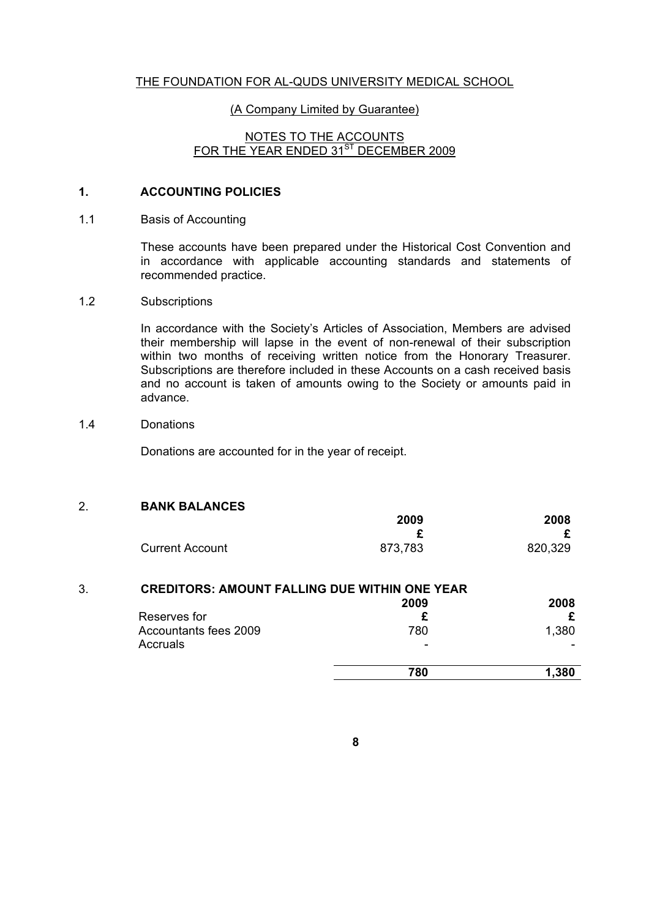THE FOUNDATION FOR AL-QUDS UNIVERSITY MEDICAL SCHOOL

(A Company Limited by Guarantee)

NOTES TO THE ACCOUNTS
FOR THE YEAR ENDED 31ST DECEMBER 2009

## 1. ACCOUNTING POLICIES

### 1.1 Basis of Accounting

These accounts have been prepared under the Historical Cost Convention and in accordance with applicable accounting standards and statements of recommended practice.

### 1.2 Subscriptions

In accordance with the Society's Articles of Association, Members are advised their membership will lapse in the event of non-renewal of their subscription within two months of receiving written notice from the Honorary Treasurer. Subscriptions are therefore included in these Accounts on a cash received basis and no account is taken of amounts owing to the Society or amounts paid in advance.

### 1.4 Donations

Donations are accounted for in the year of receipt.

## 2. BANK BALANCES

| | 2009 | 2008 |
|---|---|---|
| | £ | £ |
| Current Account | 873,783 | 820,329 |

## 3. CREDITORS: AMOUNT FALLING DUE WITHIN ONE YEAR

| | 2009 | 2008 |
|---|---|---|
| Reserves for | £ | £ |
| Accountants fees 2009 | 780 | 1,380 |
| Accruals | - | - |
| | **780** | **1,380** |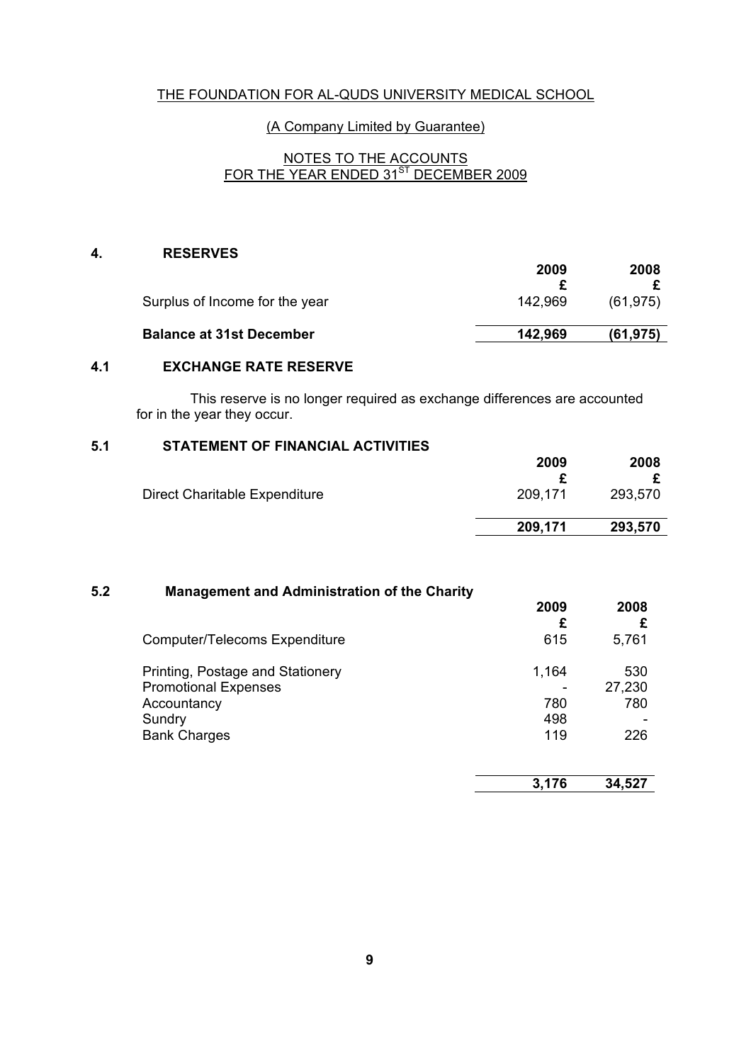THE FOUNDATION FOR AL-QUDS UNIVERSITY MEDICAL SCHOOL

(A Company Limited by Guarantee)

NOTES TO THE ACCOUNTS
FOR THE YEAR ENDED 31ST DECEMBER 2009

## 4. RESERVES

| | 2009 | 2008 |
|---|---|---|
| | £ | £ |
| Surplus of Income for the year | 142,969 | (61,975) |
| **Balance at 31st December** | **142,969** | **(61,975)** |

## 4.1 EXCHANGE RATE RESERVE

This reserve is no longer required as exchange differences are accounted for in the year they occur.

## 5.1 STATEMENT OF FINANCIAL ACTIVITIES

| | 2009 | 2008 |
|---|---|---|
| | £ | £ |
| Direct Charitable Expenditure | 209,171 | 293,570 |
| | **209,171** | **293,570** |

## 5.2 Management and Administration of the Charity

| | 2009 | 2008 |
|---|---|---|
| | £ | £ |
| Computer/Telecoms Expenditure | 615 | 5,761 |
| Printing, Postage and Stationery | 1,164 | 530 |
| Promotional Expenses | - | 27,230 |
| Accountancy | 780 | 780 |
| Sundry | 498 | - |
| Bank Charges | 119 | 226 |
| | **3,176** | **34,527** |